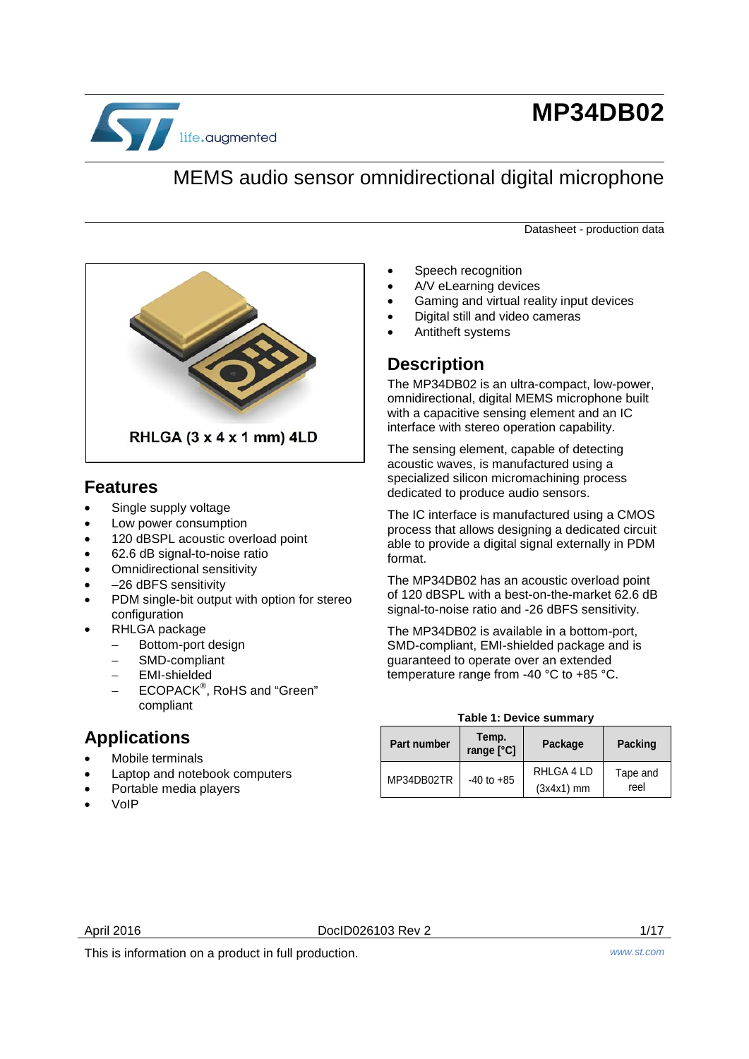# MP34DB02

## MEMS audio sensor omnidirectional digital microphone

Datasheet - production data

RHLGA (3 x 4 x 1 mm) 4LD

## Features

- Single supply voltage
- Low power consumption
- 120 dBSPL acoustic overload point
- 62.6 dB signal-to-noise ratio
- Omnidirectional sensitivity
- –26 dBFS sensitivity
- PDM single-bit output with option for stereo configuration
- RHLGA package
  - Bottom-port design
  - SMD-compliant
  - EMI-shielded
  - ECOPACK®, RoHS and "Green" compliant

## Applications

- Mobile terminals
- Laptop and notebook computers
- Portable media players
- VoIP
- Speech recognition
- A/V eLearning devices
- Gaming and virtual reality input devices
- Digital still and video cameras
- Antitheft systems

## Description

The MP34DB02 is an ultra-compact, low-power, omnidirectional, digital MEMS microphone built with a capacitive sensing element and an IC interface with stereo operation capability.

The sensing element, capable of detecting acoustic waves, is manufactured using a specialized silicon micromachining process dedicated to produce audio sensors.

The IC interface is manufactured using a CMOS process that allows designing a dedicated circuit able to provide a digital signal externally in PDM format.

The MP34DB02 has an acoustic overload point of 120 dBSPL with a best-on-the-market 62.6 dB signal-to-noise ratio and -26 dBFS sensitivity.

The MP34DB02 is available in a bottom-port, SMD-compliant, EMI-shielded package and is guaranteed to operate over an extended temperature range from -40 °C to +85 °C.

**Table 1: Device summary**

| Part number | Temp. range [°C] | Package | Packing |
|---|---|---|---|
| MP34DB02TR | -40 to +85 | RHLGA 4 LD (3x4x1) mm | Tape and reel |

April 2016 DocID026103 Rev 2

This is information on a product in full production.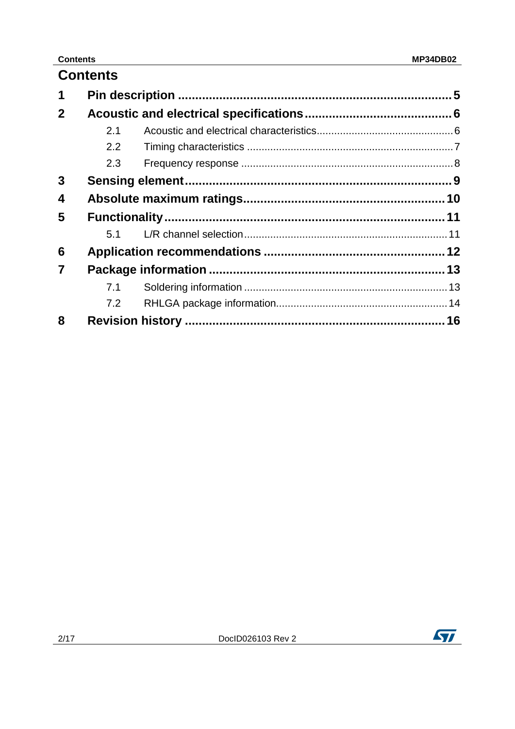# Contents

1 Pin description .......... 5

2 Acoustic and electrical specifications .......... 6

- 2.1 Acoustic and electrical characteristics .......... 6
- 2.2 Timing characteristics .......... 7
- 2.3 Frequency response .......... 8

3 Sensing element .......... 9

4 Absolute maximum ratings .......... 10

5 Functionality .......... 11

- 5.1 L/R channel selection .......... 11

6 Application recommendations .......... 12

7 Package information .......... 13

- 7.1 Soldering information .......... 13
- 7.2 RHLGA package information .......... 14

8 Revision history .......... 16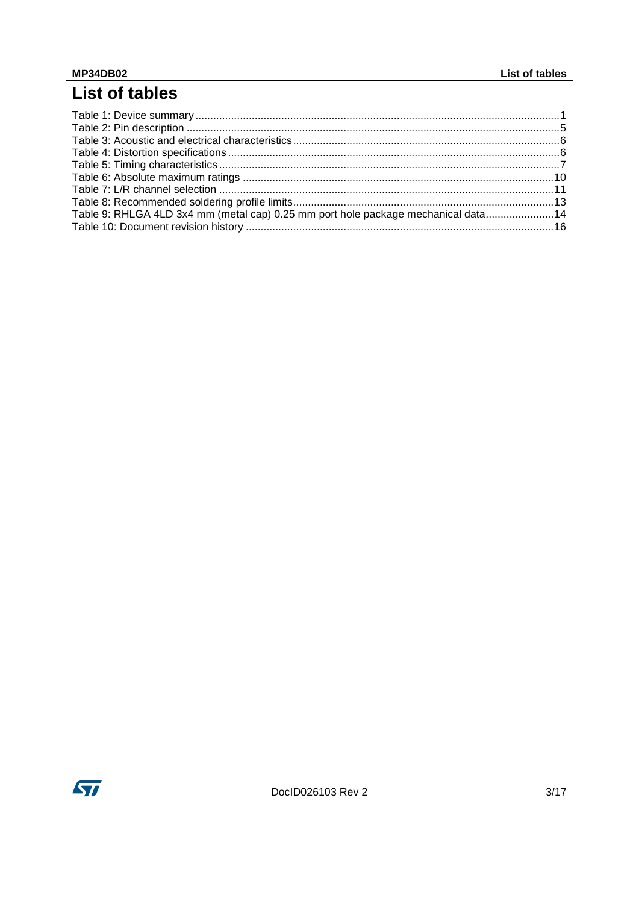# List of tables

Table 1: Device summary ........................................................................................................................1
Table 2: Pin description ..........................................................................................................................5
Table 3: Acoustic and electrical characteristics.......................................................................................6
Table 4: Distortion specifications.............................................................................................................6
Table 5: Timing characteristics................................................................................................................7
Table 6: Absolute maximum ratings ......................................................................................................10
Table 7: L/R channel selection ..............................................................................................................11
Table 8: Recommended soldering profile limits.....................................................................................13
Table 9: RHLGA 4LD 3x4 mm (metal cap) 0.25 mm port hole package mechanical data......................14
Table 10: Document revision history .....................................................................................................16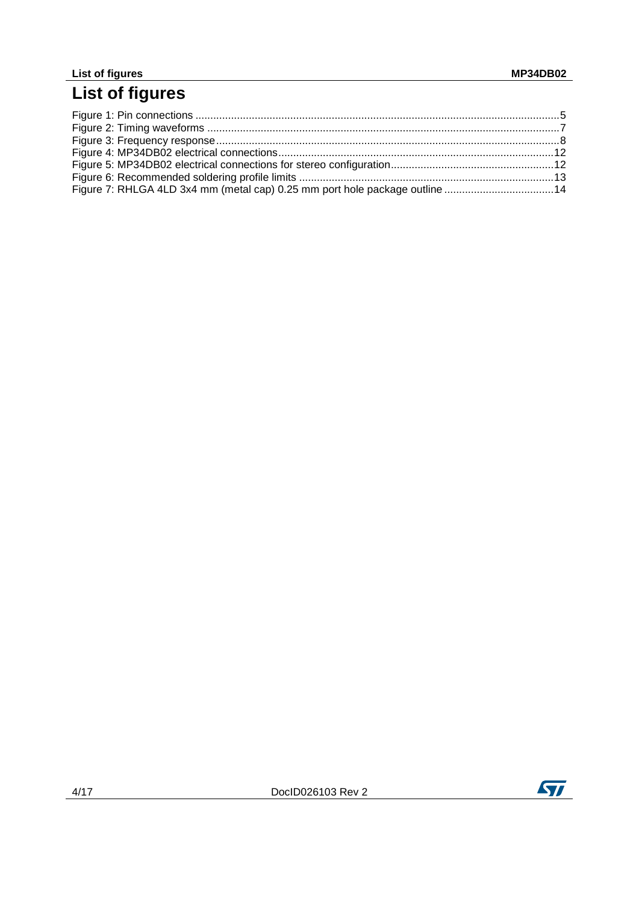# List of figures

Figure 1: Pin connections .......................................................................................................................... 5
Figure 2: Timing waveforms ...................................................................................................................... 7
Figure 3: Frequency response .................................................................................................................... 8
Figure 4: MP34DB02 electrical connections ............................................................................................. 12
Figure 5: MP34DB02 electrical connections for stereo configuration ....................................................... 12
Figure 6: Recommended soldering profile limits ...................................................................................... 13
Figure 7: RHLGA 4LD 3x4 mm (metal cap) 0.25 mm port hole package outline ..................................... 14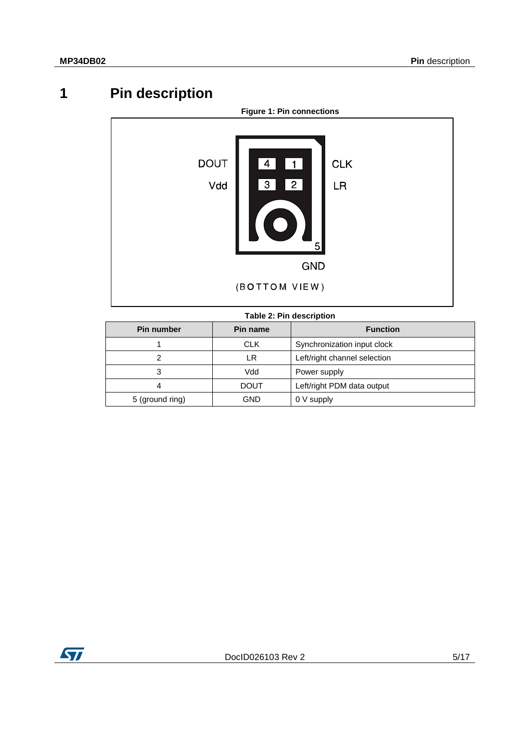# 1 Pin description

**Figure 1: Pin connections**

**Table 2: Pin description**

| Pin number | Pin name | Function |
|---|---|---|
| 1 | CLK | Synchronization input clock |
| 2 | LR | Left/right channel selection |
| 3 | Vdd | Power supply |
| 4 | DOUT | Left/right PDM data output |
| 5 (ground ring) | GND | 0 V supply |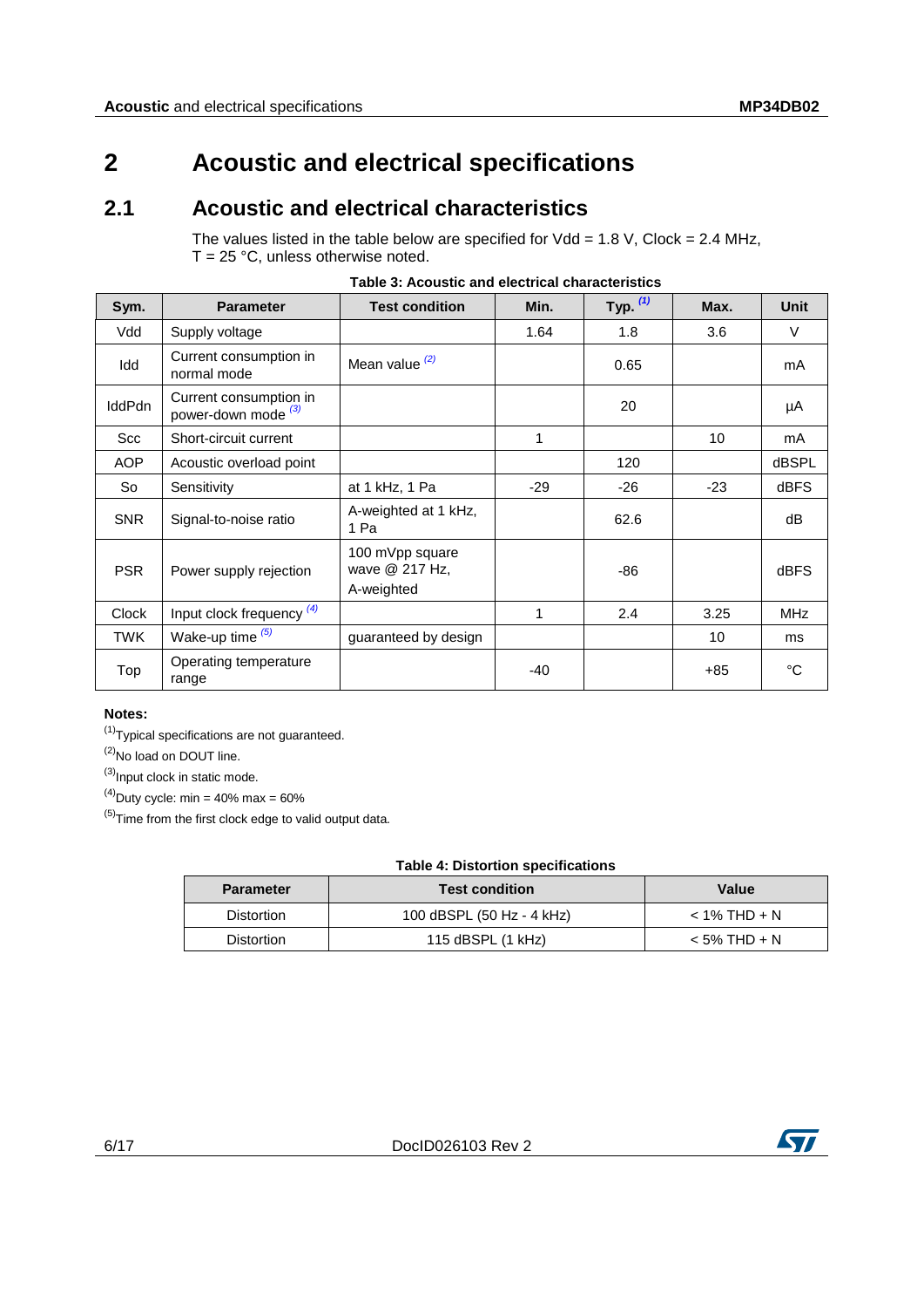# 2 Acoustic and electrical specifications

## 2.1 Acoustic and electrical characteristics

The values listed in the table below are specified for Vdd = 1.8 V, Clock = 2.4 MHz, T = 25 °C, unless otherwise noted.

**Table 3: Acoustic and electrical characteristics**

| Sym. | Parameter | Test condition | Min. | Typ. [(1)] | Max. | Unit |
|---|---|---|---|---|---|---|
| Vdd | Supply voltage | | 1.64 | 1.8 | 3.6 | V |
| Idd | Current consumption in normal mode | Mean value [(2)] | | 0.65 | | mA |
| IddPdn | Current consumption in power-down mode [(3)] | | | 20 | | µA |
| Scc | Short-circuit current | | 1 | | 10 | mA |
| AOP | Acoustic overload point | | | 120 | | dBSPL |
| So | Sensitivity | at 1 kHz, 1 Pa | -29 | -26 | -23 | dBFS |
| SNR | Signal-to-noise ratio | A-weighted at 1 kHz, 1 Pa | | 62.6 | | dB |
| PSR | Power supply rejection | 100 mVpp square wave @ 217 Hz, A-weighted | | -86 | | dBFS |
| Clock | Input clock frequency [(4)] | | 1 | 2.4 | 3.25 | MHz |
| TWK | Wake-up time [(5)] | guaranteed by design | | | 10 | ms |
| Top | Operating temperature range | | -40 | | +85 | °C |

**Notes:**

(1)Typical specifications are not guaranteed.

(2)No load on DOUT line.

(3)Input clock in static mode.

(4)Duty cycle: min = 40% max = 60%

(5)Time from the first clock edge to valid output data.

**Table 4: Distortion specifications**

| Parameter | Test condition | Value |
|---|---|---|
| Distortion | 100 dBSPL (50 Hz - 4 kHz) | < 1% THD + N |
| Distortion | 115 dBSPL (1 kHz) | < 5% THD + N |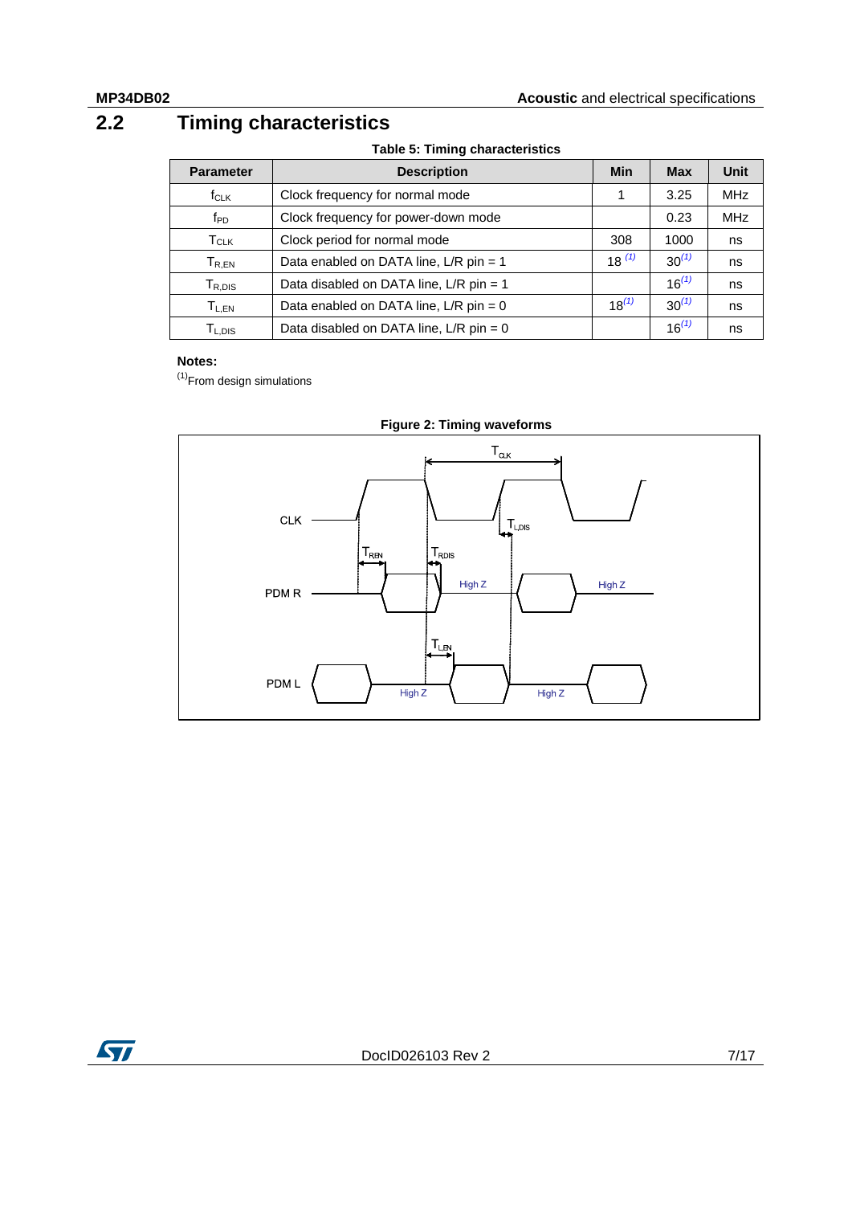## 2.2 Timing characteristics

**Table 5: Timing characteristics**

| Parameter | Description | Min | Max | Unit |
|---|---|---|---|---|
| $f_{CLK}$ | Clock frequency for normal mode | 1 | 3.25 | MHz |
| $f_{PD}$ | Clock frequency for power-down mode | | 0.23 | MHz |
| $T_{CLK}$ | Clock period for normal mode | 308 | 1000 | ns |
| $T_{R,EN}$ | Data enabled on DATA line, L/R pin = 1 | 18 (1) | 30(1) | ns |
| $T_{R,DIS}$ | Data disabled on DATA line, L/R pin = 1 | | 16(1) | ns |
| $T_{L,EN}$ | Data enabled on DATA line, L/R pin = 0 | 18(1) | 30(1) | ns |
| $T_{L,DIS}$ | Data disabled on DATA line, L/R pin = 0 | | 16(1) | ns |

**Notes:**

(1)From design simulations

**Figure 2: Timing waveforms**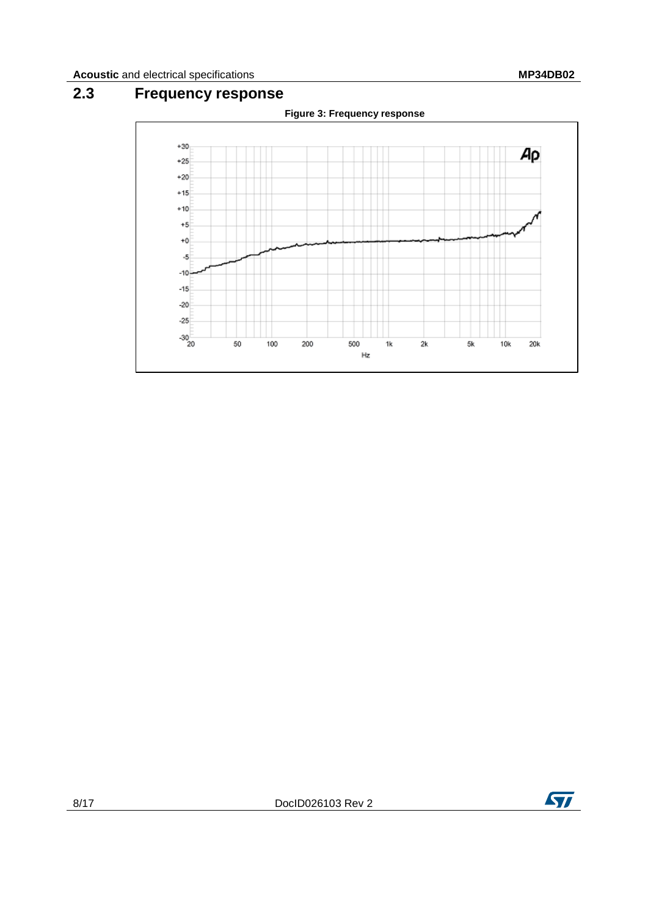## 2.3 Frequency response

**Figure 3: Frequency response**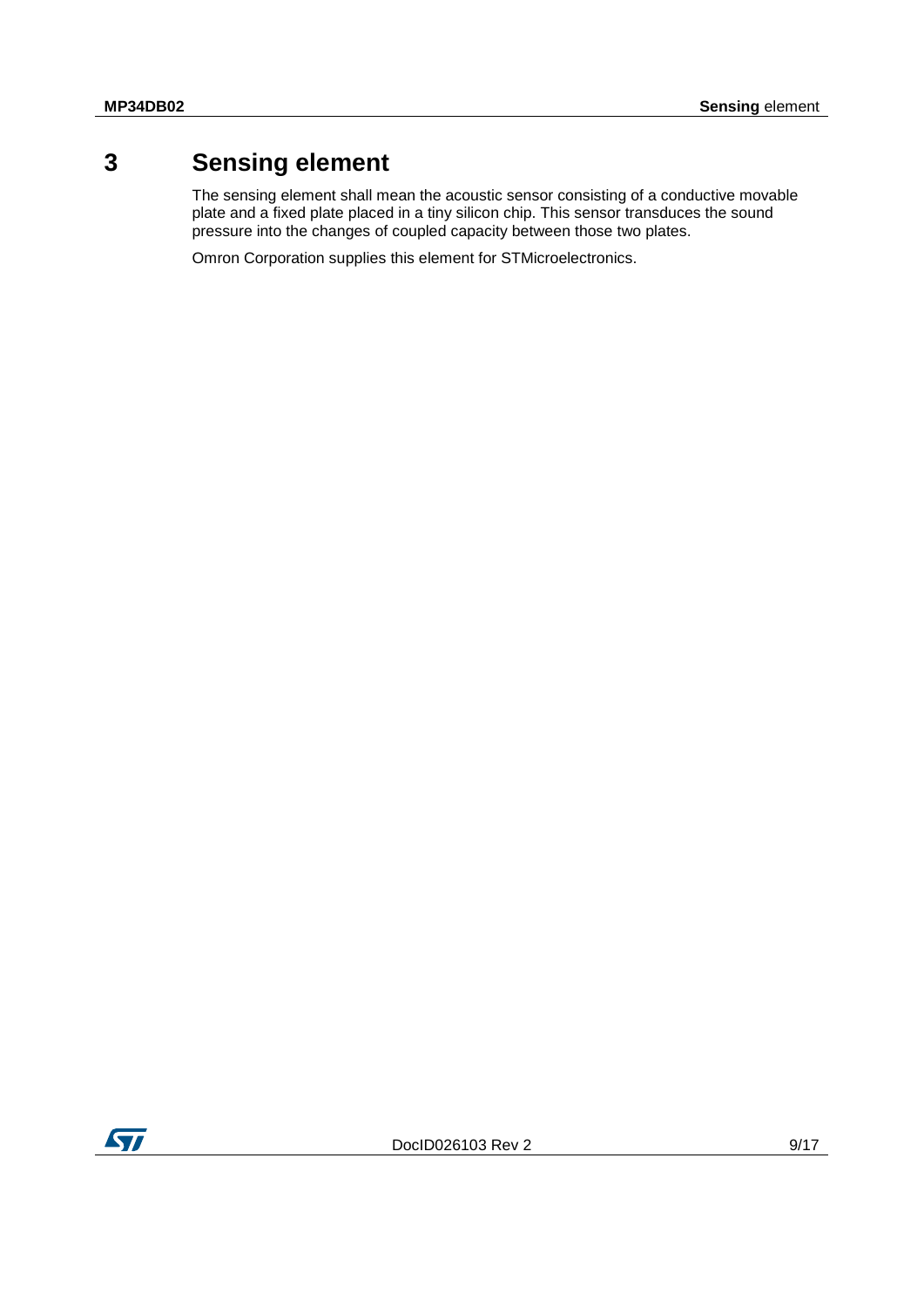# 3 Sensing element

The sensing element shall mean the acoustic sensor consisting of a conductive movable plate and a fixed plate placed in a tiny silicon chip. This sensor transduces the sound pressure into the changes of coupled capacity between those two plates.

Omron Corporation supplies this element for STMicroelectronics.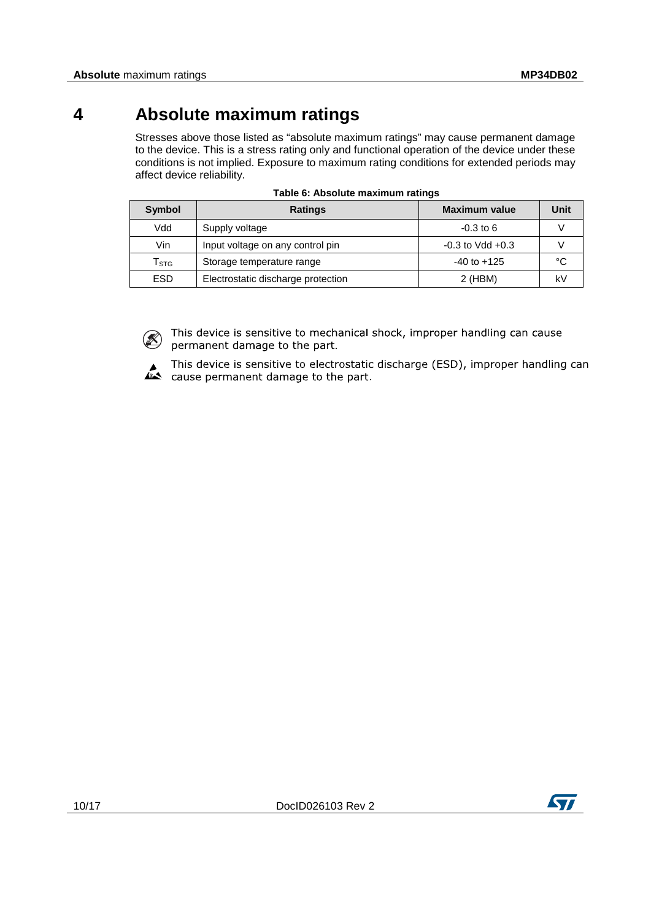# 4 Absolute maximum ratings

Stresses above those listed as "absolute maximum ratings" may cause permanent damage to the device. This is a stress rating only and functional operation of the device under these conditions is not implied. Exposure to maximum rating conditions for extended periods may affect device reliability.

**Table 6: Absolute maximum ratings**

| Symbol | Ratings | Maximum value | Unit |
|---|---|---|---|
| Vdd | Supply voltage | -0.3 to 6 | V |
| Vin | Input voltage on any control pin | -0.3 to Vdd +0.3 | V |
| $T_{STG}$ | Storage temperature range | -40 to +125 | °C |
| ESD | Electrostatic discharge protection | 2 (HBM) | kV |

This device is sensitive to mechanical shock, improper handling can cause permanent damage to the part.

This device is sensitive to electrostatic discharge (ESD), improper handling can cause permanent damage to the part.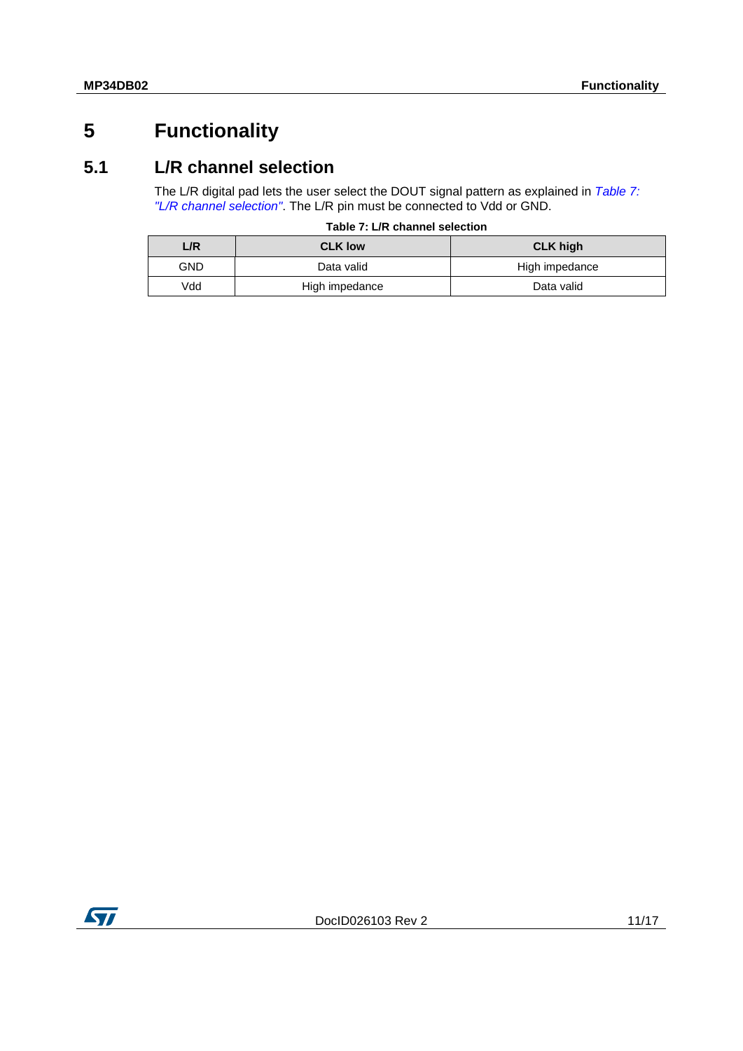# 5 Functionality

## 5.1 L/R channel selection

The L/R digital pad lets the user select the DOUT signal pattern as explained in *Table 7: "L/R channel selection"*. The L/R pin must be connected to Vdd or GND.

**Table 7: L/R channel selection**

| L/R | CLK low | CLK high |
|---|---|---|
| GND | Data valid | High impedance |
| Vdd | High impedance | Data valid |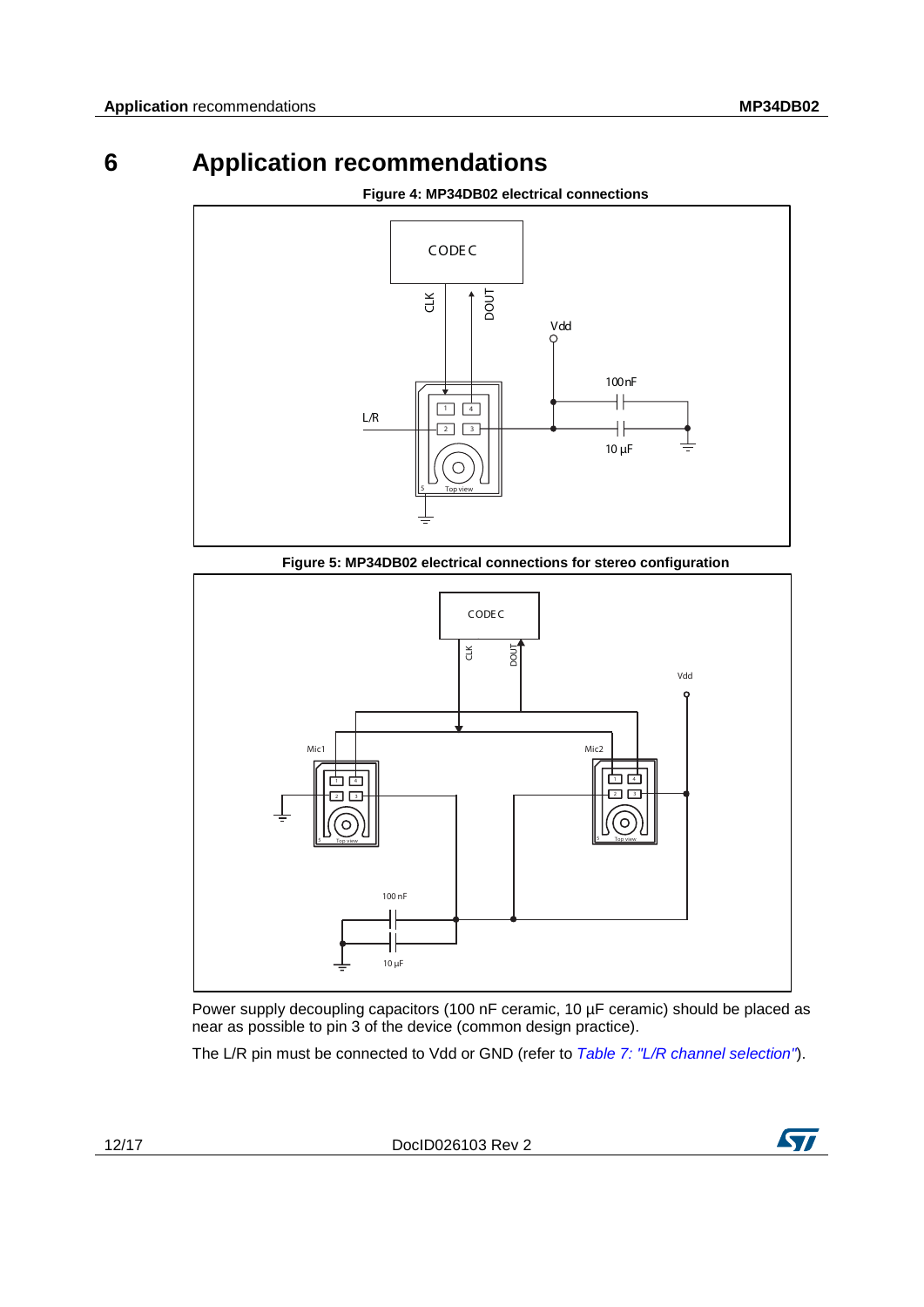# 6 Application recommendations

**Figure 4: MP34DB02 electrical connections**

**Figure 5: MP34DB02 electrical connections for stereo configuration**

Power supply decoupling capacitors (100 nF ceramic, 10 µF ceramic) should be placed as near as possible to pin 3 of the device (common design practice).

The L/R pin must be connected to Vdd or GND (refer to *Table 7: "L/R channel selection"*).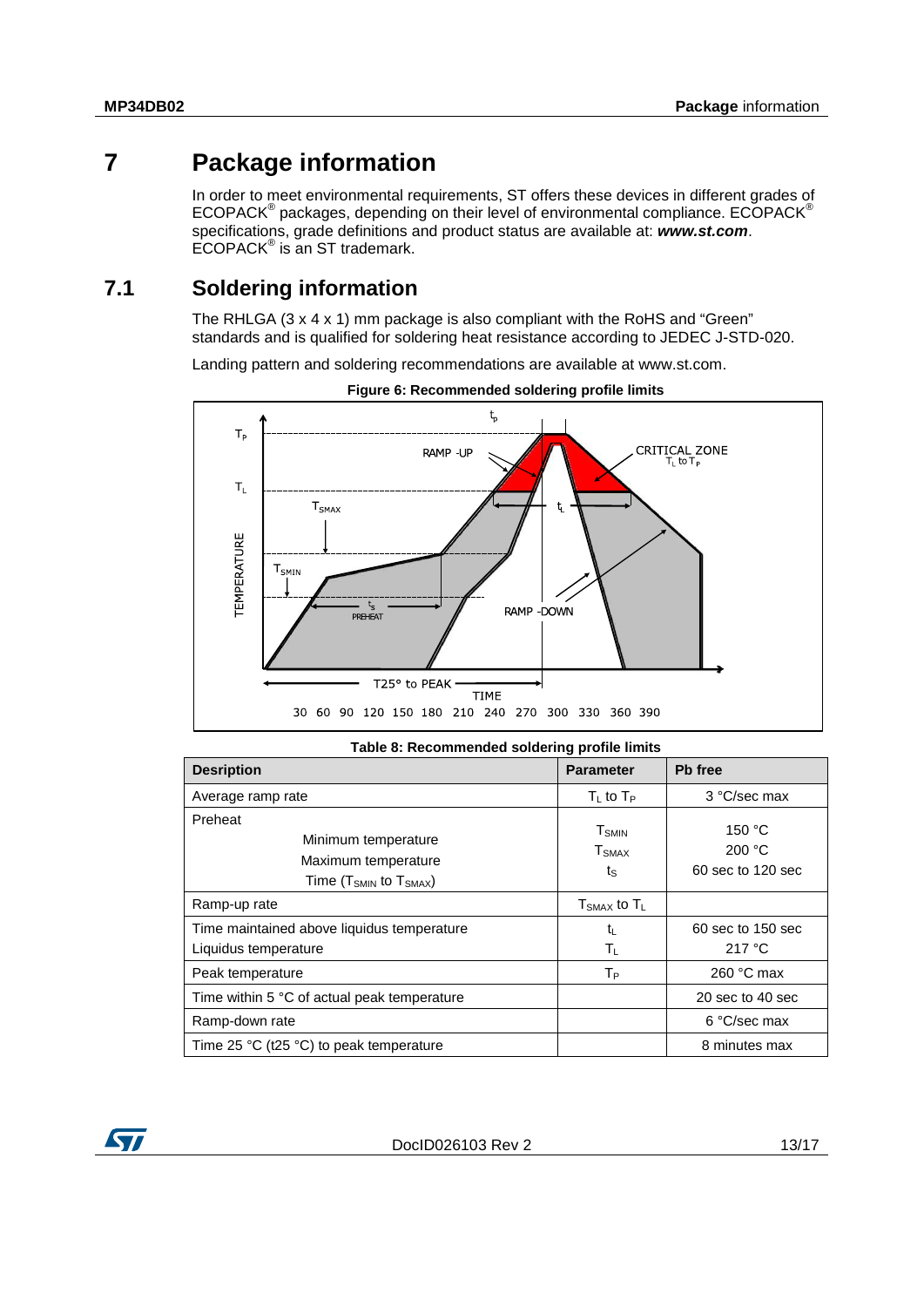# 7 Package information

In order to meet environmental requirements, ST offers these devices in different grades of ECOPACK® packages, depending on their level of environmental compliance. ECOPACK® specifications, grade definitions and product status are available at: ***www.st.com***. ECOPACK® is an ST trademark.

## 7.1 Soldering information

The RHLGA (3 x 4 x 1) mm package is also compliant with the RoHS and "Green" standards and is qualified for soldering heat resistance according to JEDEC J-STD-020.

Landing pattern and soldering recommendations are available at www.st.com.

**Figure 6: Recommended soldering profile limits**

**Table 8: Recommended soldering profile limits**

| Desription | Parameter | Pb free |
|---|---|---|
| Average ramp rate | $T_L$ to $T_P$ | 3 °C/sec max |
| Preheat<br>Minimum temperature<br>Maximum temperature<br>Time ($T_{SMIN}$ to $T_{SMAX}$) | $T_{SMIN}$<br>$T_{SMAX}$<br>$t_S$ | 150 °C<br>200 °C<br>60 sec to 120 sec |
| Ramp-up rate | $T_{SMAX}$ to $T_L$ | |
| Time maintained above liquidus temperature<br>Liquidus temperature | $t_L$<br>$T_L$ | 60 sec to 150 sec<br>217 °C |
| Peak temperature | $T_P$ | 260 °C max |
| Time within 5 °C of actual peak temperature | | 20 sec to 40 sec |
| Ramp-down rate | | 6 °C/sec max |
| Time 25 °C (t25 °C) to peak temperature | | 8 minutes max |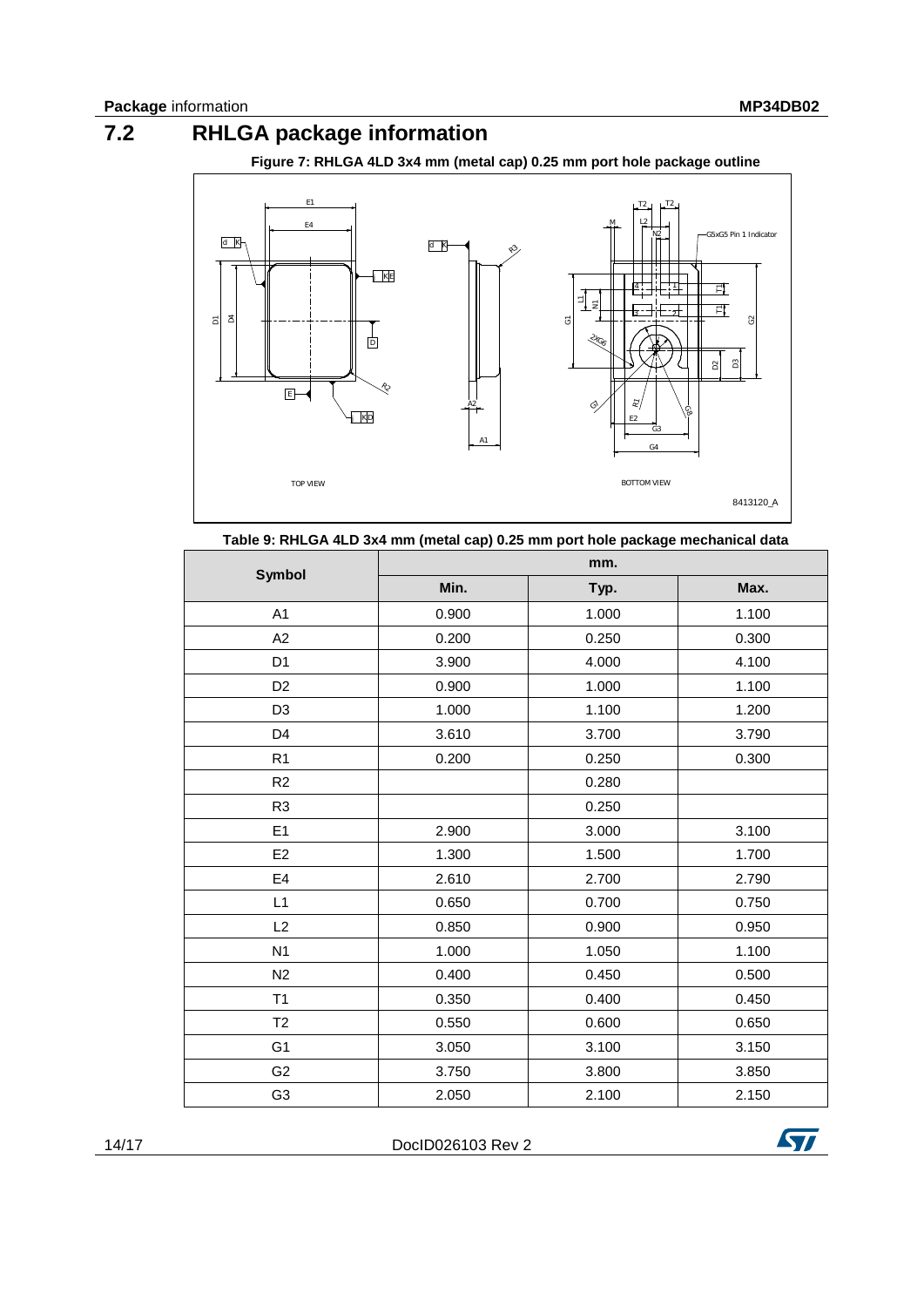## 7.2 RHLGA package information

**Figure 7: RHLGA 4LD 3x4 mm (metal cap) 0.25 mm port hole package outline**

**Table 9: RHLGA 4LD 3x4 mm (metal cap) 0.25 mm port hole package mechanical data**

| Symbol | mm. | | |
|---|---|---|---|
| | Min. | Typ. | Max. |
| A1 | 0.900 | 1.000 | 1.100 |
| A2 | 0.200 | 0.250 | 0.300 |
| D1 | 3.900 | 4.000 | 4.100 |
| D2 | 0.900 | 1.000 | 1.100 |
| D3 | 1.000 | 1.100 | 1.200 |
| D4 | 3.610 | 3.700 | 3.790 |
| R1 | 0.200 | 0.250 | 0.300 |
| R2 | | 0.280 | |
| R3 | | 0.250 | |
| E1 | 2.900 | 3.000 | 3.100 |
| E2 | 1.300 | 1.500 | 1.700 |
| E4 | 2.610 | 2.700 | 2.790 |
| L1 | 0.650 | 0.700 | 0.750 |
| L2 | 0.850 | 0.900 | 0.950 |
| N1 | 1.000 | 1.050 | 1.100 |
| N2 | 0.400 | 0.450 | 0.500 |
| T1 | 0.350 | 0.400 | 0.450 |
| T2 | 0.550 | 0.600 | 0.650 |
| G1 | 3.050 | 3.100 | 3.150 |
| G2 | 3.750 | 3.800 | 3.850 |
| G3 | 2.050 | 2.100 | 2.150 |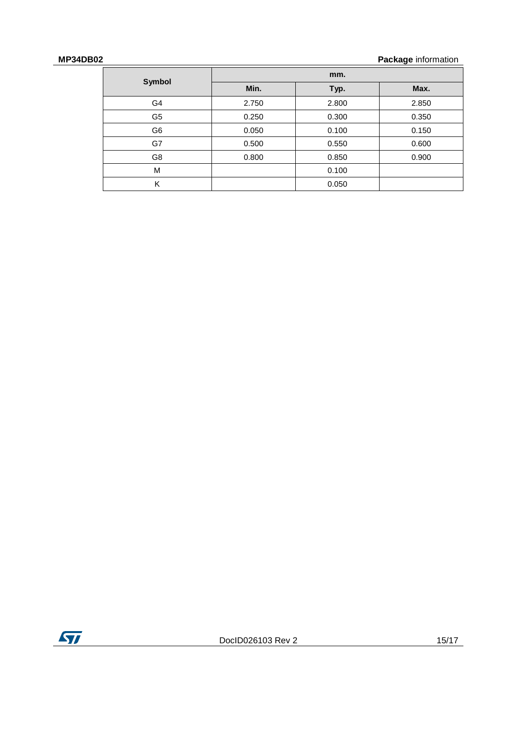| Symbol | mm. | | |
|---|---|---|---|
| | Min. | Typ. | Max. |
| G4 | 2.750 | 2.800 | 2.850 |
| G5 | 0.250 | 0.300 | 0.350 |
| G6 | 0.050 | 0.100 | 0.150 |
| G7 | 0.500 | 0.550 | 0.600 |
| G8 | 0.800 | 0.850 | 0.900 |
| M | | 0.100 | |
| K | | 0.050 | |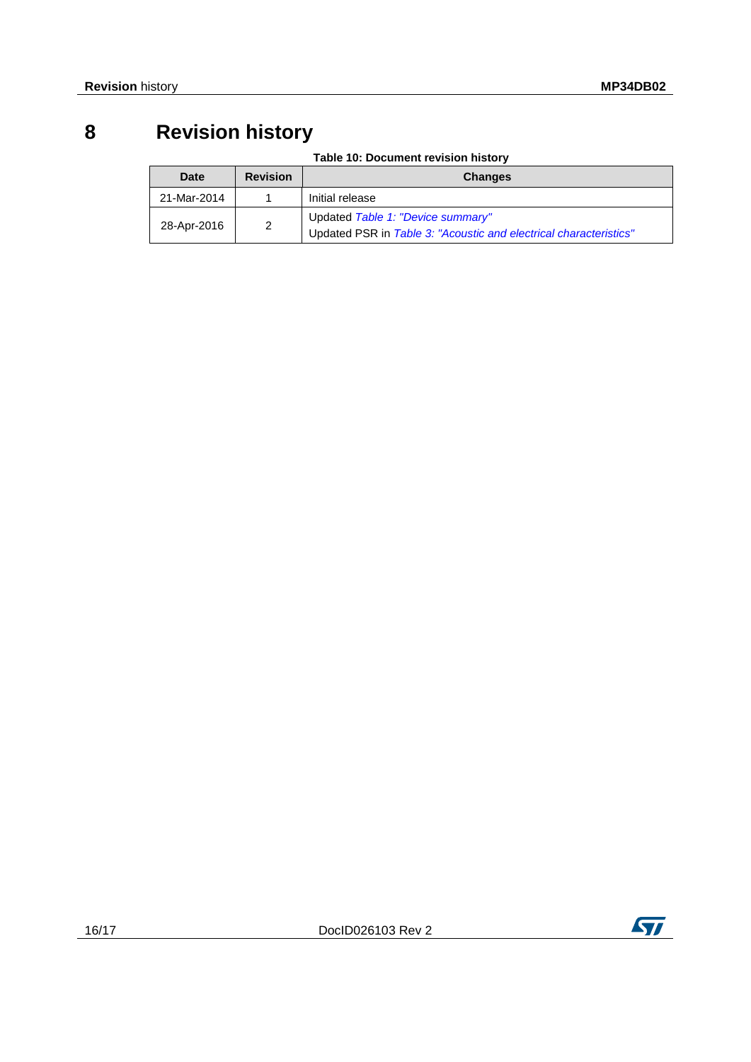# 8 Revision history

**Table 10: Document revision history**

| Date | Revision | Changes |
|---|---|---|
| 21-Mar-2014 | 1 | Initial release |
| 28-Apr-2016 | 2 | Updated *Table 1: "Device summary"*<br>Updated PSR in *Table 3: "Acoustic and electrical characteristics"* |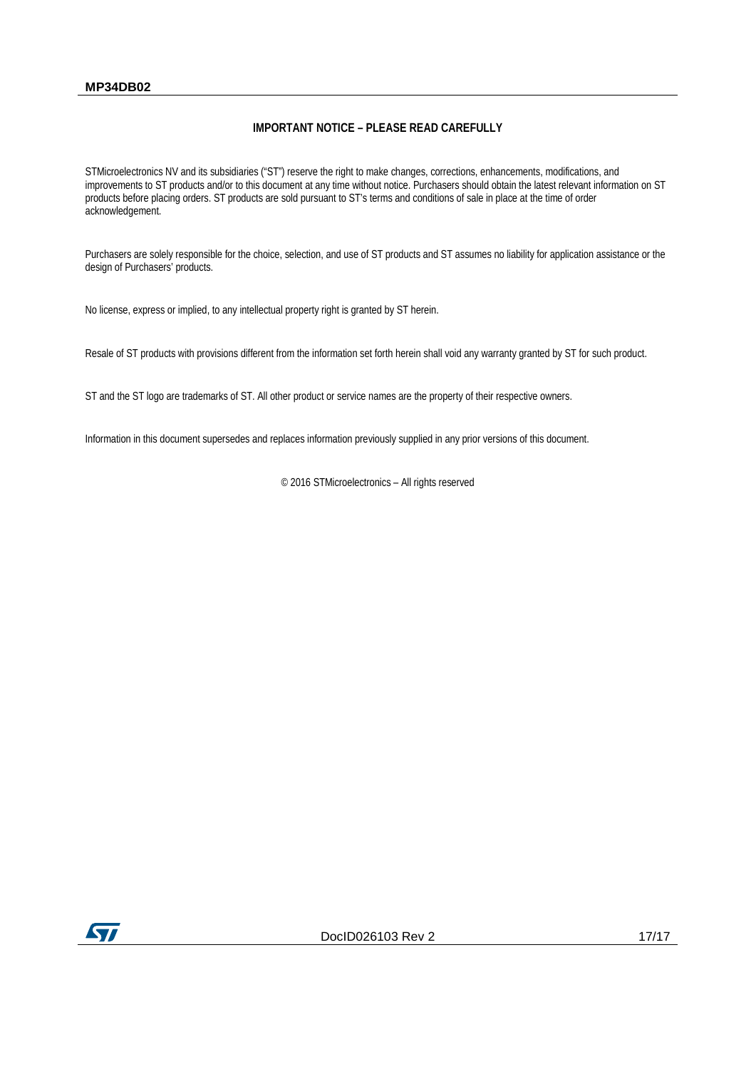## IMPORTANT NOTICE – PLEASE READ CAREFULLY

STMicroelectronics NV and its subsidiaries ("ST") reserve the right to make changes, corrections, enhancements, modifications, and improvements to ST products and/or to this document at any time without notice. Purchasers should obtain the latest relevant information on ST products before placing orders. ST products are sold pursuant to ST's terms and conditions of sale in place at the time of order acknowledgement.

Purchasers are solely responsible for the choice, selection, and use of ST products and ST assumes no liability for application assistance or the design of Purchasers' products.

No license, express or implied, to any intellectual property right is granted by ST herein.

Resale of ST products with provisions different from the information set forth herein shall void any warranty granted by ST for such product.

ST and the ST logo are trademarks of ST. All other product or service names are the property of their respective owners.

Information in this document supersedes and replaces information previously supplied in any prior versions of this document.

© 2016 STMicroelectronics – All rights reserved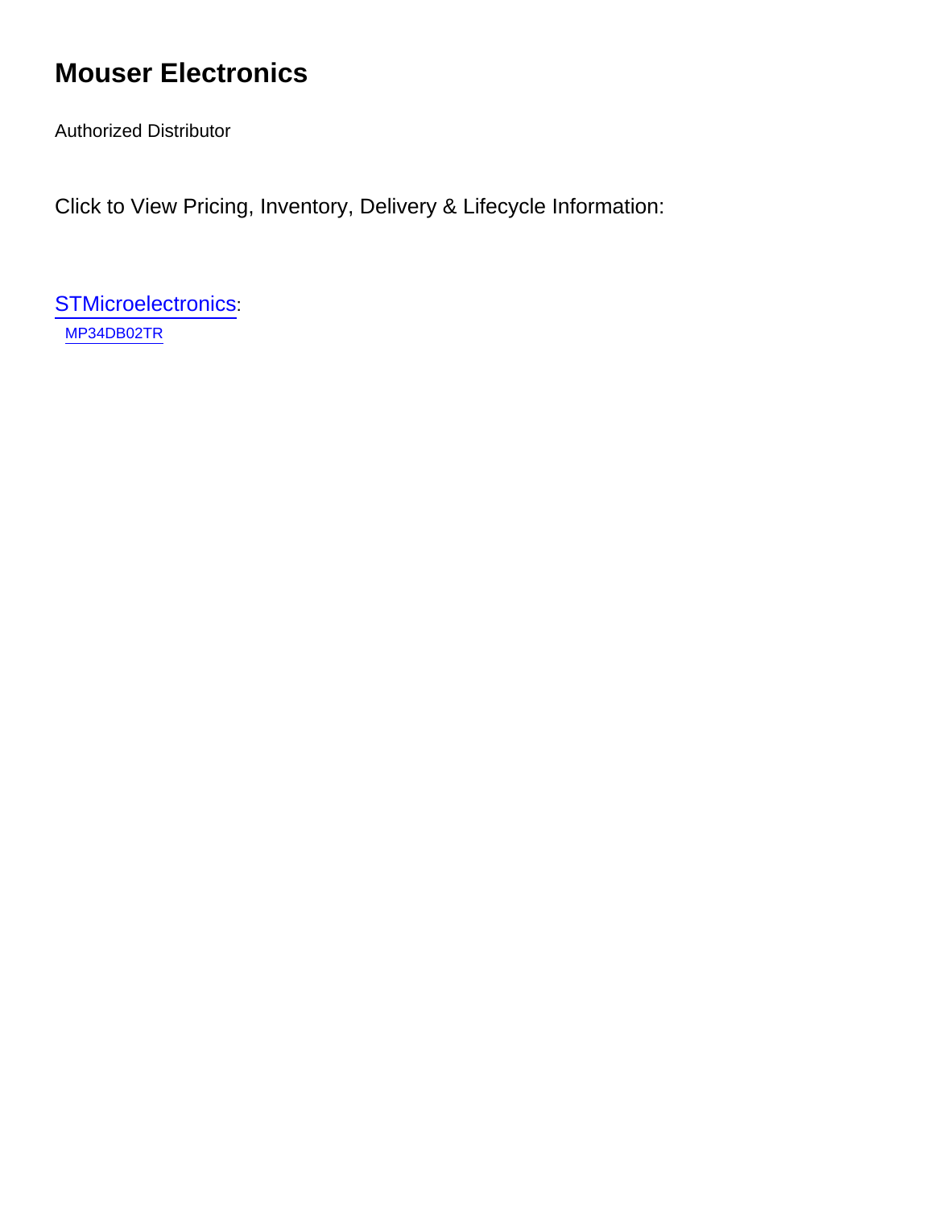# Mouser Electronics

Authorized Distributor

Click to View Pricing, Inventory, Delivery & Lifecycle Information:

STMicroelectronics:

MP34DB02TR